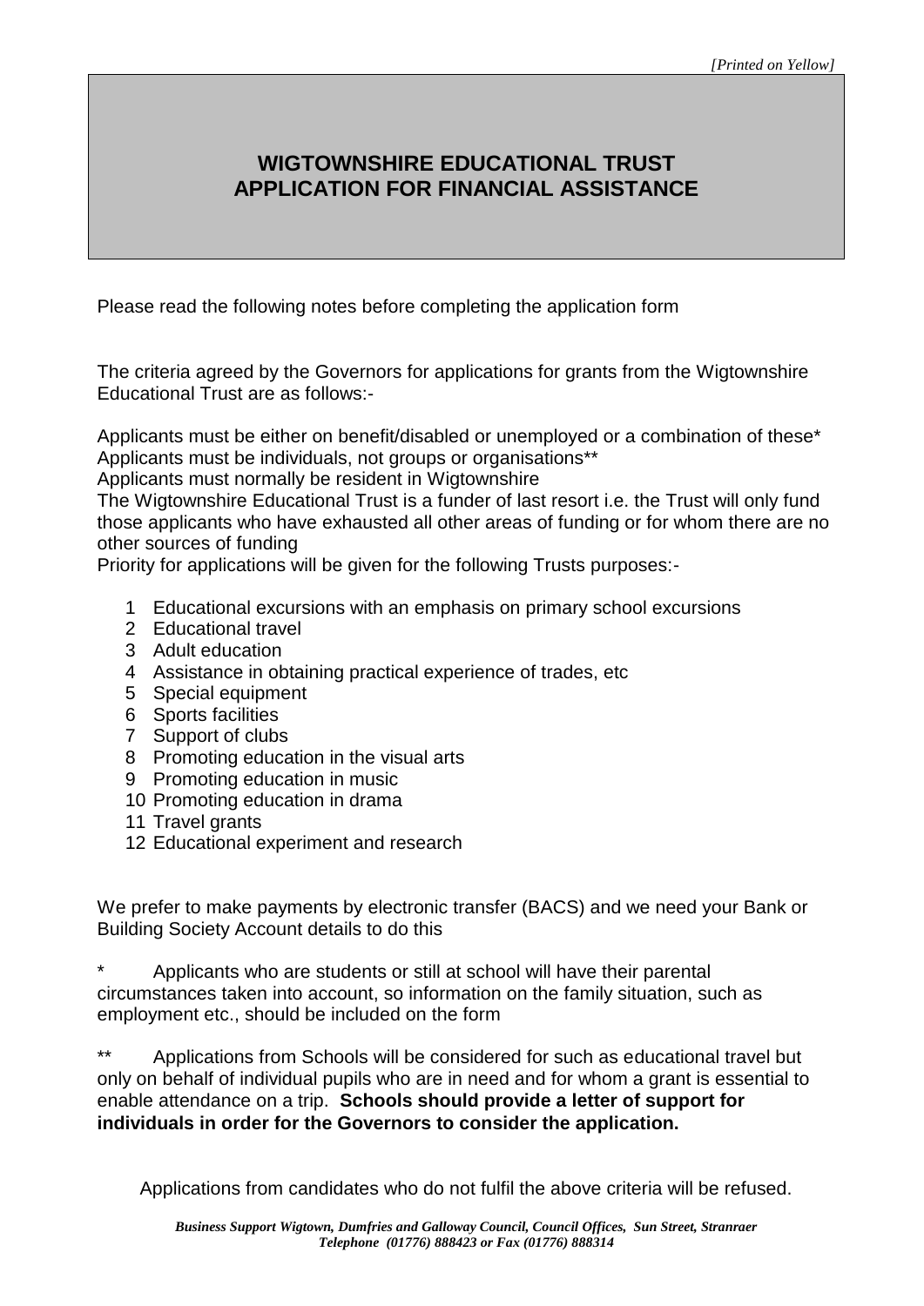*[Printed on Yellow]*

# WIGTOWNSHIRE EDUCATIONAL TRUST
# APPLICATION FOR FINANCIAL ASSISTANCE

Please read the following notes before completing the application form

The criteria agreed by the Governors for applications for grants from the Wigtownshire Educational Trust are as follows:-

Applicants must be either on benefit/disabled or unemployed or a combination of these*
Applicants must be individuals, not groups or organisations**
Applicants must normally be resident in Wigtownshire
The Wigtownshire Educational Trust is a funder of last resort i.e. the Trust will only fund those applicants who have exhausted all other areas of funding or for whom there are no other sources of funding
Priority for applications will be given for the following Trusts purposes:-

1. Educational excursions with an emphasis on primary school excursions
2. Educational travel
3. Adult education
4. Assistance in obtaining practical experience of trades, etc
5. Special equipment
6. Sports facilities
7. Support of clubs
8. Promoting education in the visual arts
9. Promoting education in music
10. Promoting education in drama
11. Travel grants
12. Educational experiment and research

We prefer to make payments by electronic transfer (BACS) and we need your Bank or Building Society Account details to do this

\* Applicants who are students or still at school will have their parental circumstances taken into account, so information on the family situation, such as employment etc., should be included on the form

\*\* Applications from Schools will be considered for such as educational travel but only on behalf of individual pupils who are in need and for whom a grant is essential to enable attendance on a trip. **Schools should provide a letter of support for individuals in order for the Governors to consider the application.**

Applications from candidates who do not fulfil the above criteria will be refused.

***Business Support Wigtown, Dumfries and Galloway Council, Council Offices, Sun Street, Stranraer***
***Telephone (01776) 888423 or Fax (01776) 888314***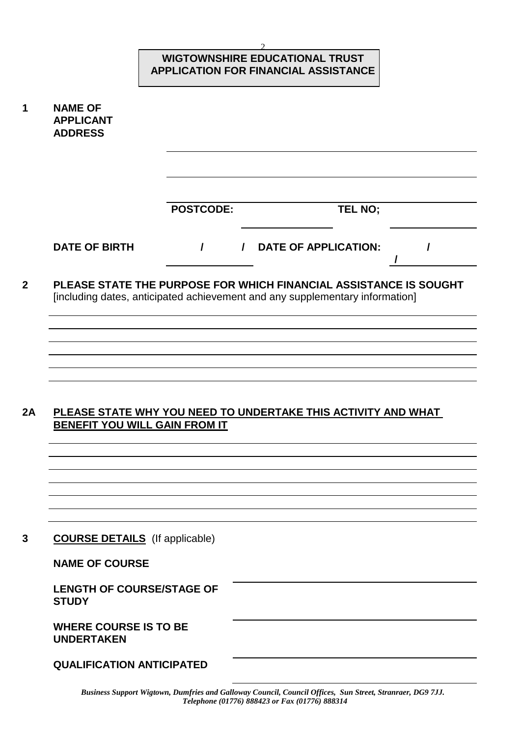# WIGTOWNSHIRE EDUCATIONAL TRUST
# APPLICATION FOR FINANCIAL ASSISTANCE

**1 NAME OF APPLICANT**

**ADDRESS**

______________________________

______________________________

______________________________

**POSTCODE:** ______________ **TEL NO;** ______________

**DATE OF BIRTH** / / **DATE OF APPLICATION:** / /

**2 PLEASE STATE THE PURPOSE FOR WHICH FINANCIAL ASSISTANCE IS SOUGHT**
[including dates, anticipated achievement and any supplementary information]

______________________________

______________________________

______________________________

______________________________

______________________________

______________________________

**2A <u>PLEASE STATE WHY YOU NEED TO UNDERTAKE THIS ACTIVITY AND WHAT BENEFIT YOU WILL GAIN FROM IT</u>**

______________________________

______________________________

______________________________

______________________________

______________________________

______________________________

______________________________

**3 <u>COURSE DETAILS</u>** (If applicable)

**NAME OF COURSE** ______________________________

**LENGTH OF COURSE/STAGE OF STUDY** ______________________________

**WHERE COURSE IS TO BE UNDERTAKEN** ______________________________

**QUALIFICATION ANTICIPATED** ______________________________

*Business Support Wigtown, Dumfries and Galloway Council, Council Offices, Sun Street, Stranraer, DG9 7JJ.*
*Telephone (01776) 888423 or Fax (01776) 888314*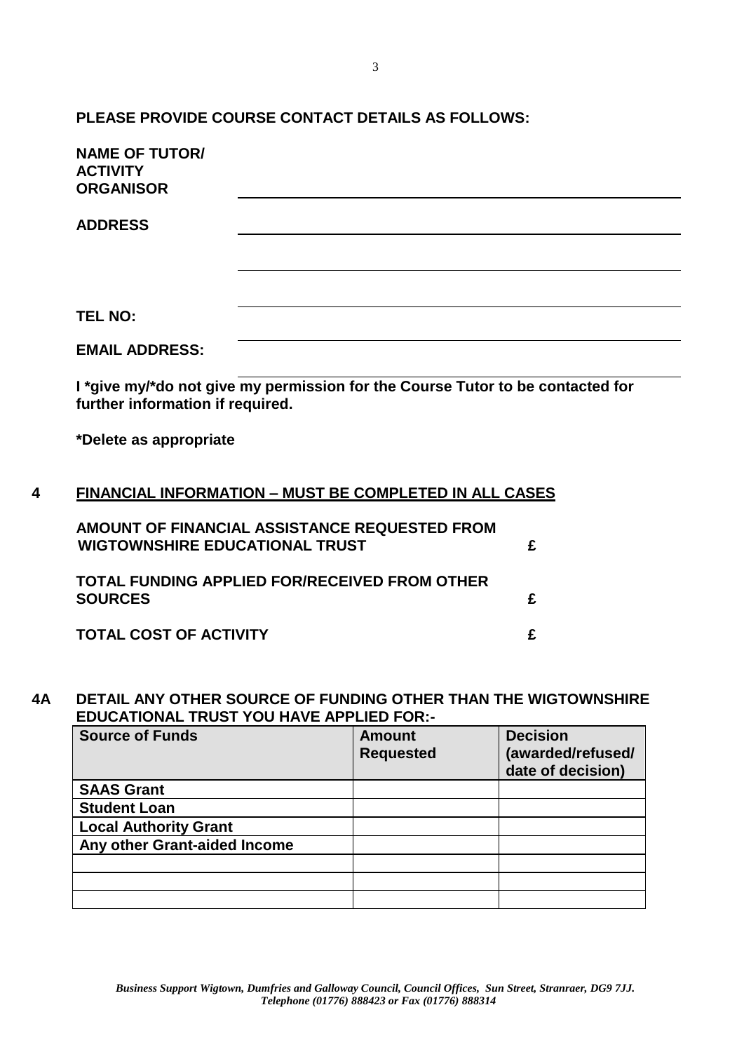**PLEASE PROVIDE COURSE CONTACT DETAILS AS FOLLOWS:**

**NAME OF TUTOR/ ACTIVITY ORGANISOR** ______________________________

**ADDRESS** ______________________________

______________________________

______________________________

**TEL NO:** ______________________________

**EMAIL ADDRESS:** ______________________________

**I *give my/*do not give my permission for the Course Tutor to be contacted for further information if required.**

***Delete as appropriate**

## 4 FINANCIAL INFORMATION – MUST BE COMPLETED IN ALL CASES

**AMOUNT OF FINANCIAL ASSISTANCE REQUESTED FROM WIGTOWNSHIRE EDUCATIONAL TRUST** **£**

**TOTAL FUNDING APPLIED FOR/RECEIVED FROM OTHER SOURCES** **£**

**TOTAL COST OF ACTIVITY** **£**

## 4A DETAIL ANY OTHER SOURCE OF FUNDING OTHER THAN THE WIGTOWNSHIRE EDUCATIONAL TRUST YOU HAVE APPLIED FOR:-

| Source of Funds | Amount Requested | Decision (awarded/refused/ date of decision) |
|---|---|---|
| SAAS Grant | | |
| Student Loan | | |
| Local Authority Grant | | |
| Any other Grant-aided Income | | |
| | | |
| | | |
| | | |

*Business Support Wigtown, Dumfries and Galloway Council, Council Offices, Sun Street, Stranraer, DG9 7JJ. Telephone (01776) 888423 or Fax (01776) 888314*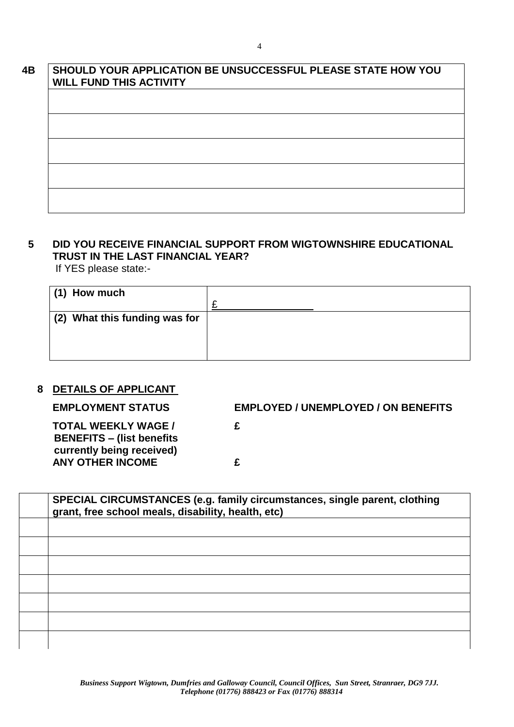| 4B | SHOULD YOUR APPLICATION BE UNSUCCESSFUL PLEASE STATE HOW YOU WILL FUND THIS ACTIVITY |
|---|---|
| | |
| | |
| | |
| | |
| | |

**5 DID YOU RECEIVE FINANCIAL SUPPORT FROM WIGTOWNSHIRE EDUCATIONAL TRUST IN THE LAST FINANCIAL YEAR?**

If YES please state:-

| **(1) How much** | £ |
|---|---|
| **(2) What this funding was for** | |

**8 DETAILS OF APPLICANT**

**EMPLOYMENT STATUS** **EMPLOYED / UNEMPLOYED / ON BENEFITS**

**TOTAL WEEKLY WAGE / BENEFITS – (list benefits currently being received)** **£**

**ANY OTHER INCOME** **£**

| | SPECIAL CIRCUMSTANCES (e.g. family circumstances, single parent, clothing grant, free school meals, disability, health, etc) |
|---|---|
| | |
| | |
| | |
| | |
| | |
| | |
| | |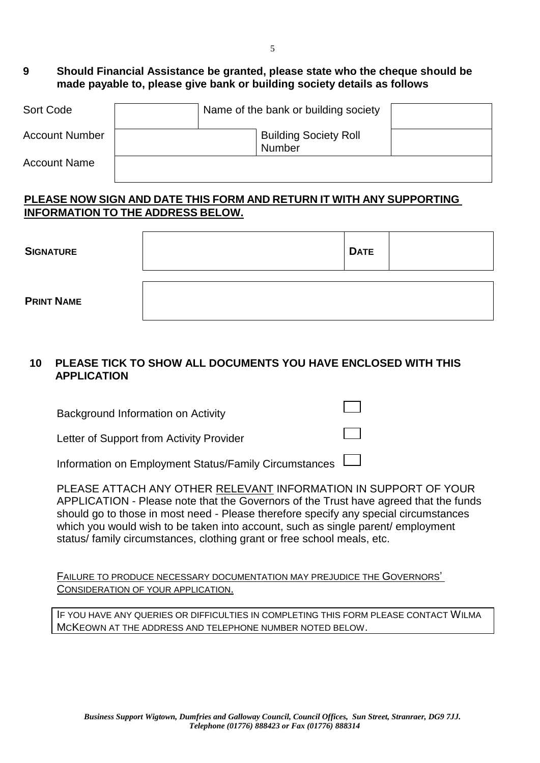## 9 Should Financial Assistance be granted, please state who the cheque should be made payable to, please give bank or building society details as follows

| | | | |
|---|---|---|---|
| Sort Code | | Name of the bank or building society | |
| Account Number | | Building Society Roll Number | |
| Account Name | | | |

**PLEASE NOW SIGN AND DATE THIS FORM AND RETURN IT WITH ANY SUPPORTING INFORMATION TO THE ADDRESS BELOW.**

| | | | |
|---|---|---|---|
| **SIGNATURE** | | **DATE** | |
| **PRINT NAME** | | | |

## 10 PLEASE TICK TO SHOW ALL DOCUMENTS YOU HAVE ENCLOSED WITH THIS APPLICATION

- Background Information on Activity ☐
- Letter of Support from Activity Provider ☐
- Information on Employment Status/Family Circumstances ☐

PLEASE ATTACH ANY OTHER RELEVANT INFORMATION IN SUPPORT OF YOUR APPLICATION - Please note that the Governors of the Trust have agreed that the funds should go to those in most need - Please therefore specify any special circumstances which you would wish to be taken into account, such as single parent/ employment status/ family circumstances, clothing grant or free school meals, etc.

FAILURE TO PRODUCE NECESSARY DOCUMENTATION MAY PREJUDICE THE GOVERNORS' CONSIDERATION OF YOUR APPLICATION.

IF YOU HAVE ANY QUERIES OR DIFFICULTIES IN COMPLETING THIS FORM PLEASE CONTACT WILMA MCKEOWN AT THE ADDRESS AND TELEPHONE NUMBER NOTED BELOW.

*Business Support Wigtown, Dumfries and Galloway Council, Council Offices, Sun Street, Stranraer, DG9 7JJ. Telephone (01776) 888423 or Fax (01776) 888314*